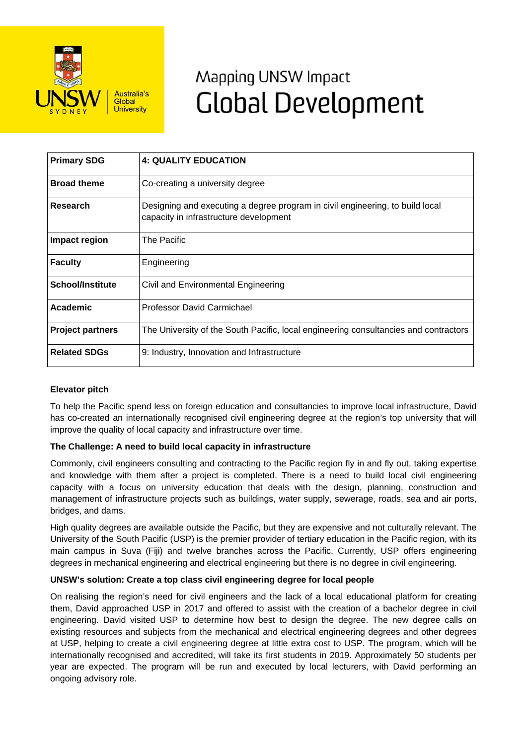# Mapping UNSW Impact
# Global Development

| Primary SDG | 4: QUALITY EDUCATION |
|---|---|
| Broad theme | Co-creating a university degree |
| Research | Designing and executing a degree program in civil engineering, to build local capacity in infrastructure development |
| Impact region | The Pacific |
| Faculty | Engineering |
| School/Institute | Civil and Environmental Engineering |
| Academic | Professor David Carmichael |
| Project partners | The University of the South Pacific, local engineering consultancies and contractors |
| Related SDGs | 9: Industry, Innovation and Infrastructure |

**Elevator pitch**

To help the Pacific spend less on foreign education and consultancies to improve local infrastructure, David has co-created an internationally recognised civil engineering degree at the region's top university that will improve the quality of local capacity and infrastructure over time.

**The Challenge: A need to build local capacity in infrastructure**

Commonly, civil engineers consulting and contracting to the Pacific region fly in and fly out, taking expertise and knowledge with them after a project is completed. There is a need to build local civil engineering capacity with a focus on university education that deals with the design, planning, construction and management of infrastructure projects such as buildings, water supply, sewerage, roads, sea and air ports, bridges, and dams.

High quality degrees are available outside the Pacific, but they are expensive and not culturally relevant. The University of the South Pacific (USP) is the premier provider of tertiary education in the Pacific region, with its main campus in Suva (Fiji) and twelve branches across the Pacific. Currently, USP offers engineering degrees in mechanical engineering and electrical engineering but there is no degree in civil engineering.

**UNSW's solution: Create a top class civil engineering degree for local people**

On realising the region's need for civil engineers and the lack of a local educational platform for creating them, David approached USP in 2017 and offered to assist with the creation of a bachelor degree in civil engineering. David visited USP to determine how best to design the degree. The new degree calls on existing resources and subjects from the mechanical and electrical engineering degrees and other degrees at USP, helping to create a civil engineering degree at little extra cost to USP. The program, which will be internationally recognised and accredited, will take its first students in 2019. Approximately 50 students per year are expected. The program will be run and executed by local lecturers, with David performing an ongoing advisory role.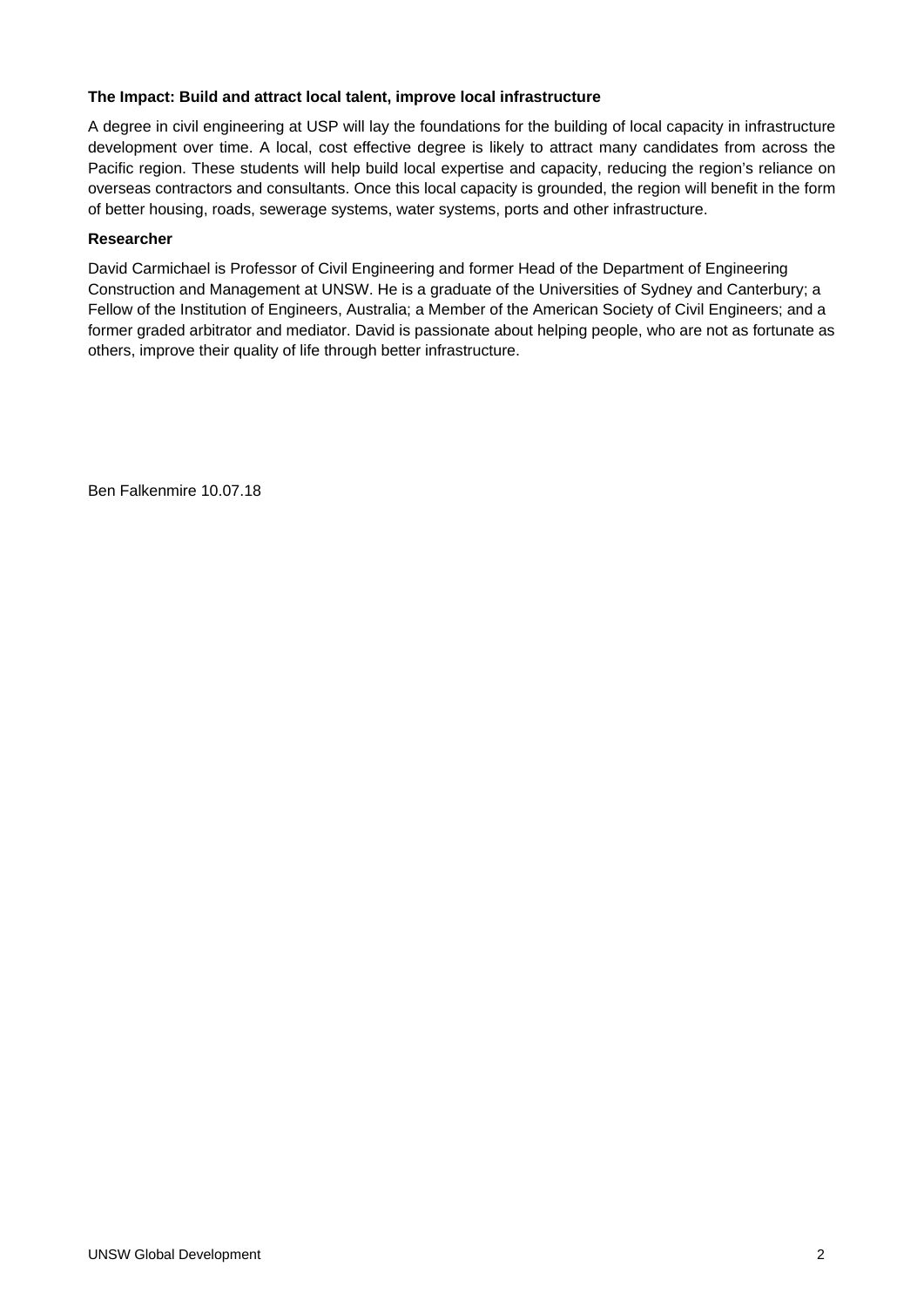**The Impact: Build and attract local talent, improve local infrastructure**

A degree in civil engineering at USP will lay the foundations for the building of local capacity in infrastructure development over time. A local, cost effective degree is likely to attract many candidates from across the Pacific region. These students will help build local expertise and capacity, reducing the region's reliance on overseas contractors and consultants. Once this local capacity is grounded, the region will benefit in the form of better housing, roads, sewerage systems, water systems, ports and other infrastructure.

**Researcher**

David Carmichael is Professor of Civil Engineering and former Head of the Department of Engineering Construction and Management at UNSW. He is a graduate of the Universities of Sydney and Canterbury; a Fellow of the Institution of Engineers, Australia; a Member of the American Society of Civil Engineers; and a former graded arbitrator and mediator. David is passionate about helping people, who are not as fortunate as others, improve their quality of life through better infrastructure.

Ben Falkenmire 10.07.18